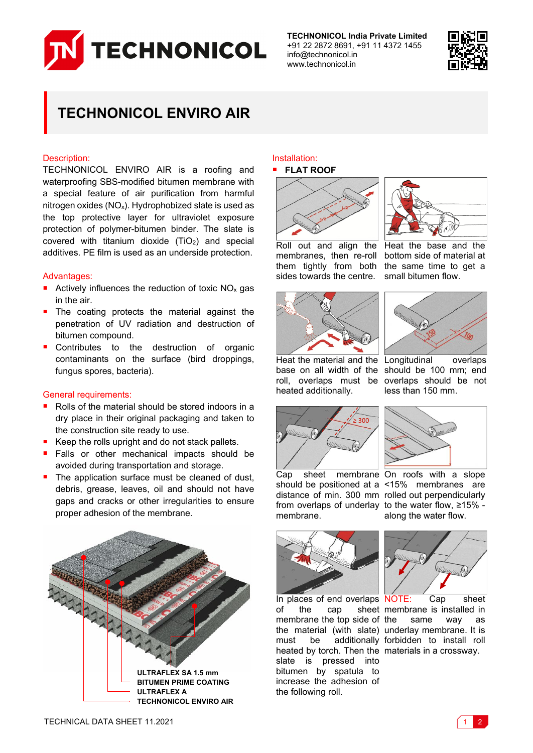TECHNONICOL

**TECHNONICOL India Private Limited**
+91 22 2872 8691, +91 11 4372 1455
info@technonicol.in
www.technonicol.in

# TECHNONICOL ENVIRO AIR

## Description:

TECHNONICOL ENVIRO AIR is a roofing and waterproofing SBS-modified bitumen membrane with a special feature of air purification from harmful nitrogen oxides ($NO_x$). Hydrophobized slate is used as the top protective layer for ultraviolet exposure protection of polymer-bitumen binder. The slate is covered with titanium dioxide ($TiO_2$) and special additives. PE film is used as an underside protection.

## Advantages:

- Actively influences the reduction of toxic $NO_x$ gas in the air.
- The coating protects the material against the penetration of UV radiation and destruction of bitumen compound.
- Contributes to the destruction of organic contaminants on the surface (bird droppings, fungus spores, bacteria).

## General requirements:

- Rolls of the material should be stored indoors in a dry place in their original packaging and taken to the construction site ready to use.
- Keep the rolls upright and do not stack pallets.
- Falls or other mechanical impacts should be avoided during transportation and storage.
- The application surface must be cleaned of dust, debris, grease, leaves, oil and should not have gaps and cracks or other irregularities to ensure proper adhesion of the membrane.

**ULTRAFLEX SA 1.5 mm**
**BITUMEN PRIME COATING**
**ULTRAFLEX A**
**TECHNONICOL ENVIRO AIR**

## Installation:

- **FLAT ROOF**

Roll out and align the membranes, then re-roll them tightly from both sides towards the centre.

Heat the base and the bottom side of material at the same time to get a small bitumen flow.

Heat the material and the base on all width of the roll, overlaps must be heated additionally.

Longitudinal overlaps should be 100 mm; end overlaps should be not less than 150 mm.

Cap sheet membrane should be positioned at a distance of min. 300 mm from overlaps of underlay membrane.

On roofs with a slope <15% membranes are rolled out perpendicularly to the water flow, ≥15% - along the water flow.

In places of end overlaps of the cap sheet membrane the top side of the material (with slate) must be additionally heated by torch. Then the slate is pressed into bitumen by spatula to increase the adhesion of the following roll.

NOTE: Cap sheet membrane is installed in the same way as underlay membrane. It is forbidden to install roll materials in a crossway.

TECHNICAL DATA SHEET 11.2021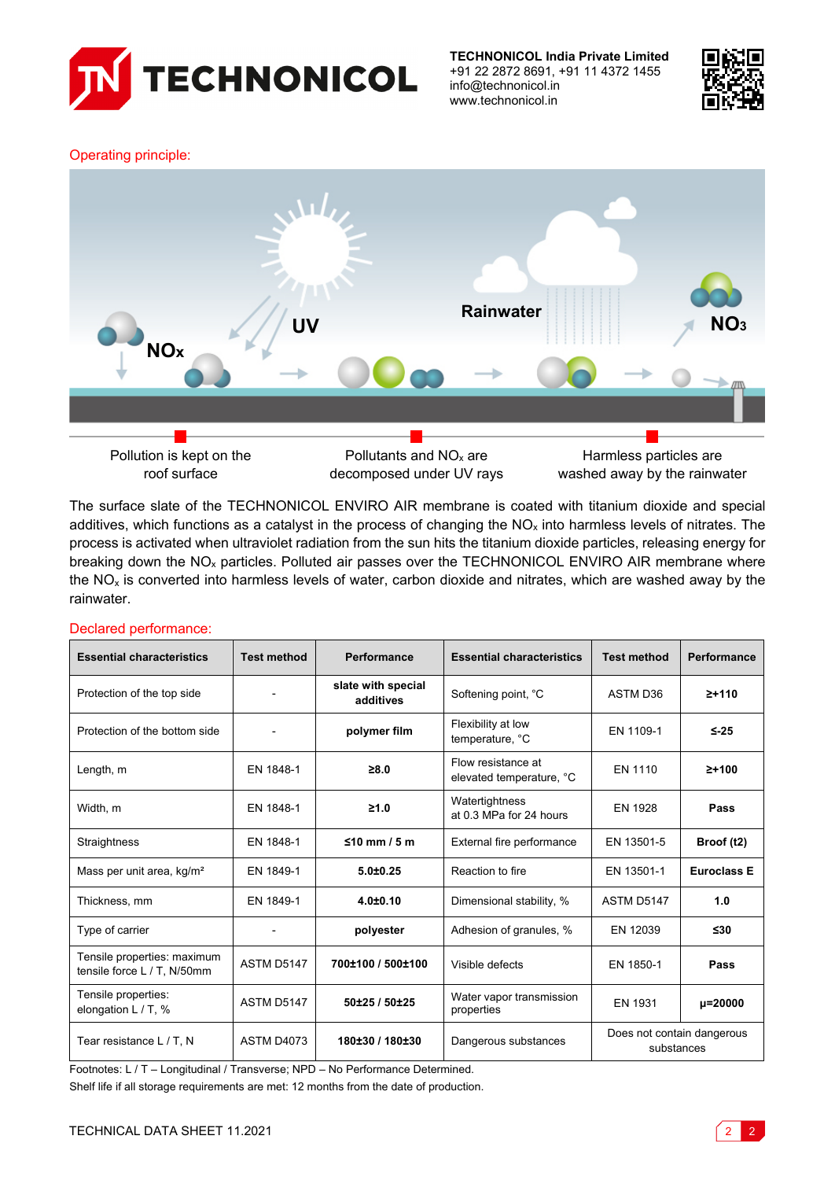TECHNONICOL

**TECHNONICOL India Private Limited**
+91 22 2872 8691, +91 11 4372 1455
info@technonicol.in
www.technonicol.in

## Operating principle:

UV
Rainwater
$NO_x$
$NO_3$

Pollution is kept on the roof surface

Pollutants and $NO_x$ are decomposed under UV rays

Harmless particles are washed away by the rainwater

The surface slate of the TECHNONICOL ENVIRO AIR membrane is coated with titanium dioxide and special additives, which functions as a catalyst in the process of changing the $NO_x$ into harmless levels of nitrates. The process is activated when ultraviolet radiation from the sun hits the titanium dioxide particles, releasing energy for breaking down the $NO_x$ particles. Polluted air passes over the TECHNONICOL ENVIRO AIR membrane where the $NO_x$ is converted into harmless levels of water, carbon dioxide and nitrates, which are washed away by the rainwater.

## Declared performance:

| Essential characteristics | Test method | Performance | Essential characteristics | Test method | Performance |
|---|---|---|---|---|---|
| Protection of the top side | - | **slate with special additives** | Softening point, °C | ASTM D36 | **≥+110** |
| Protection of the bottom side | - | **polymer film** | Flexibility at low temperature, °C | EN 1109-1 | **≤-25** |
| Length, m | EN 1848-1 | **≥8.0** | Flow resistance at elevated temperature, °C | EN 1110 | **≥+100** |
| Width, m | EN 1848-1 | **≥1.0** | Watertightness at 0.3 MPa for 24 hours | EN 1928 | **Pass** |
| Straightness | EN 1848-1 | **≤10 mm / 5 m** | External fire performance | EN 13501-5 | **Broof (t2)** |
| Mass per unit area, kg/m² | EN 1849-1 | **5.0±0.25** | Reaction to fire | EN 13501-1 | **Euroclass E** |
| Thickness, mm | EN 1849-1 | **4.0±0.10** | Dimensional stability, % | ASTM D5147 | **1.0** |
| Type of carrier | - | **polyester** | Adhesion of granules, % | EN 12039 | **≤30** |
| Tensile properties: maximum tensile force L / T, N/50mm | ASTM D5147 | **700±100 / 500±100** | Visible defects | EN 1850-1 | **Pass** |
| Tensile properties: elongation L / T, % | ASTM D5147 | **50±25 / 50±25** | Water vapor transmission properties | EN 1931 | **μ=20000** |
| Tear resistance L / T, N | ASTM D4073 | **180±30 / 180±30** | Dangerous substances | Does not contain dangerous substances | |

Footnotes: L / T – Longitudinal / Transverse; NPD – No Performance Determined.

Shelf life if all storage requirements are met: 12 months from the date of production.

TECHNICAL DATA SHEET 11.2021